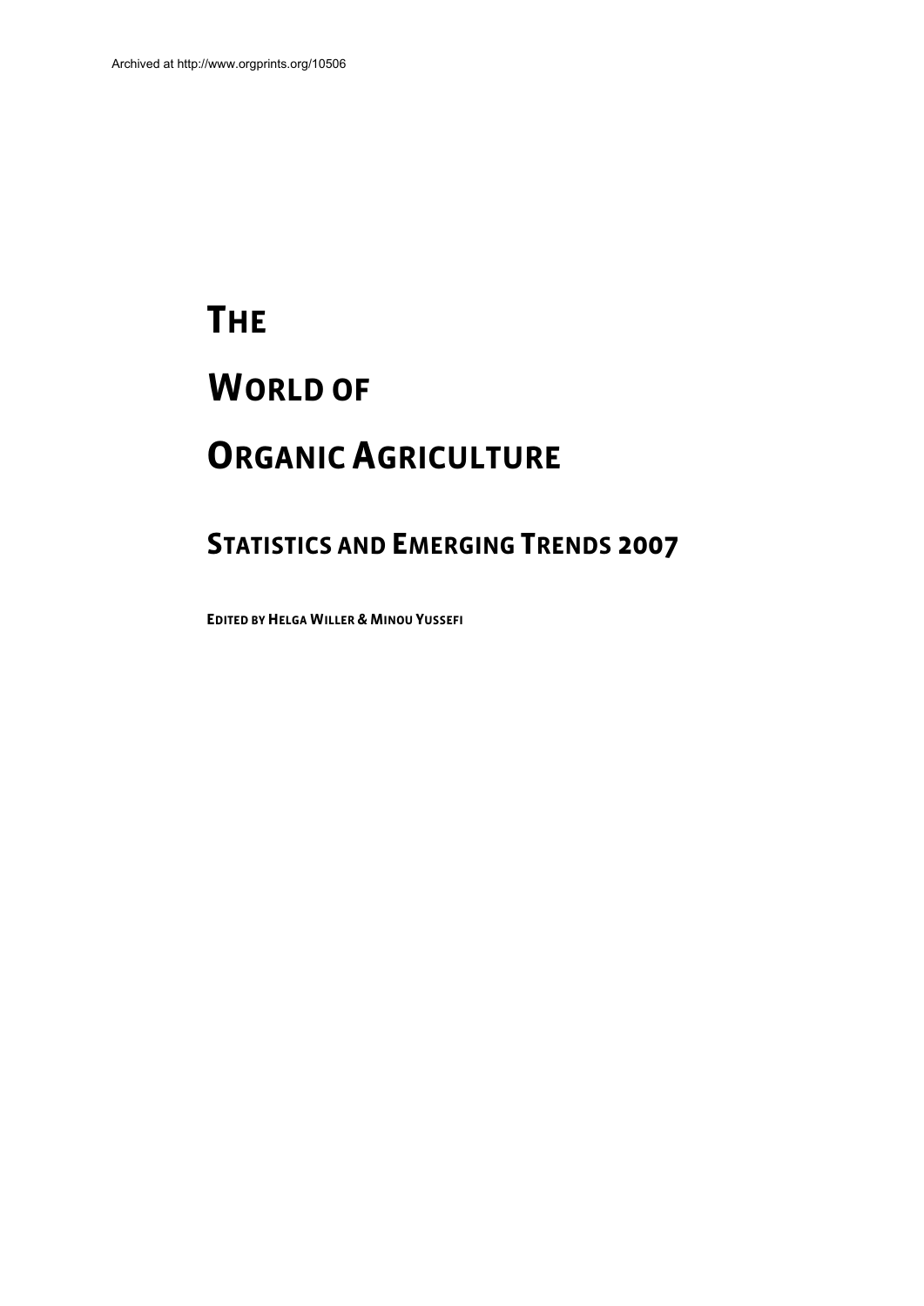Archived at http://www.orgprints.org/10506

# The World of Organic Agriculture

## Statistics and Emerging Trends 2007

**Edited by Helga Willer & Minou Yussefi**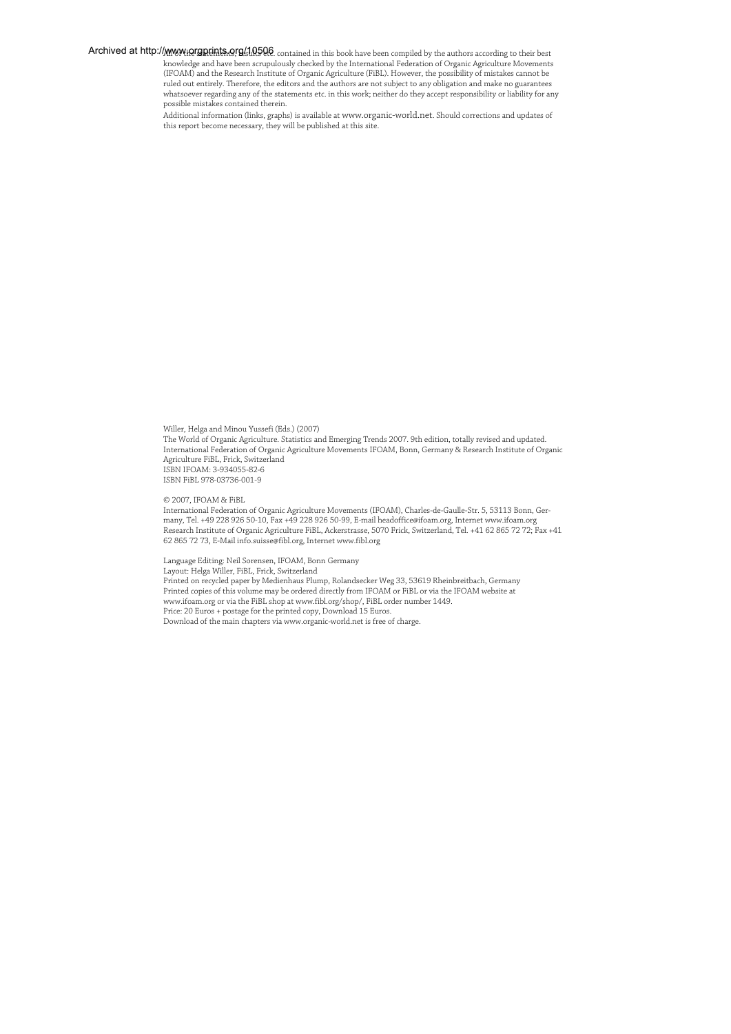Archived at http://www.orgprints.org/10506

All of the statements, results etc. contained in this book have been compiled by the authors according to their best knowledge and have been scrupulously checked by the International Federation of Organic Agriculture Movements (IFOAM) and the Research Institute of Organic Agriculture (FiBL). However, the possibility of mistakes cannot be ruled out entirely. Therefore, the editors and the authors are not subject to any obligation and make no guarantees whatsoever regarding any of the statements etc. in this work; neither do they accept responsibility or liability for any possible mistakes contained therein.

Additional information (links, graphs) is available at www.organic-world.net. Should corrections and updates of this report become necessary, they will be published at this site.

Willer, Helga and Minou Yussefi (Eds.) (2007)
The World of Organic Agriculture. Statistics and Emerging Trends 2007. 9th edition, totally revised and updated. International Federation of Organic Agriculture Movements IFOAM, Bonn, Germany & Research Institute of Organic Agriculture FiBL, Frick, Switzerland
ISBN IFOAM: 3-934055-82-6
ISBN FiBL 978-03736-001-9

© 2007, IFOAM & FiBL
International Federation of Organic Agriculture Movements (IFOAM), Charles-de-Gaulle-Str. 5, 53113 Bonn, Germany, Tel. +49 228 926 50-10, Fax +49 228 926 50-99, E-mail headoffice@ifoam.org, Internet www.ifoam.org
Research Institute of Organic Agriculture FiBL, Ackerstrasse, 5070 Frick, Switzerland, Tel. +41 62 865 72 72; Fax +41 62 865 72 73, E-Mail info.suisse@fibl.org, Internet www.fibl.org

Language Editing: Neil Sorensen, IFOAM, Bonn Germany
Layout: Helga Willer, FiBL, Frick, Switzerland
Printed on recycled paper by Medienhaus Plump, Rolandsecker Weg 33, 53619 Rheinbreitbach, Germany
Printed copies of this volume may be ordered directly from IFOAM or FiBL or via the IFOAM website at www.ifoam.org or via the FiBL shop at www.fibl.org/shop/, FiBL order number 1449.
Price: 20 Euros + postage for the printed copy, Download 15 Euros.
Download of the main chapters via www.organic-world.net is free of charge.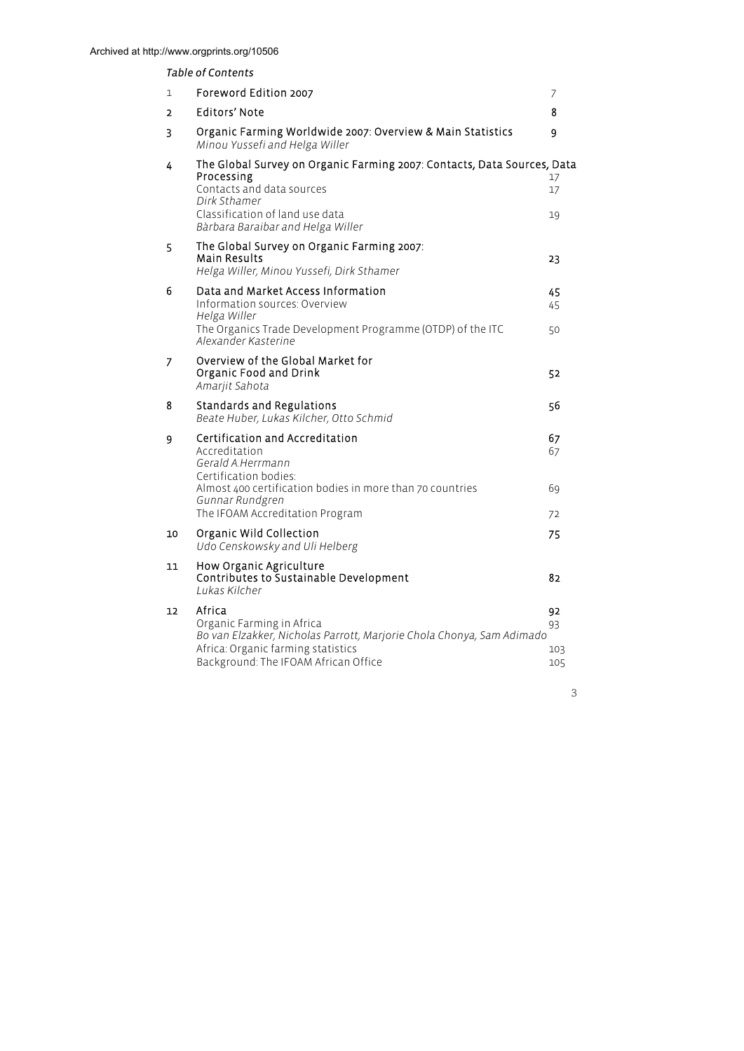Archived at http://www.orgprints.org/10506

*Table of Contents*

| | | |
|---|---|---|
| 1 | Foreword Edition 2007 | 7 |
| 2 | Editors' Note | 8 |
| 3 | Organic Farming Worldwide 2007: Overview & Main Statistics<br>*Minou Yussefi and Helga Willer* | 9 |
| 4 | The Global Survey on Organic Farming 2007: Contacts, Data Sources, Data Processing | 17 |
| | Contacts and data sources<br>*Dirk Sthamer* | 17 |
| | Classification of land use data<br>*Bàrbara Baraibar and Helga Willer* | 19 |
| 5 | The Global Survey on Organic Farming 2007:<br>Main Results<br>*Helga Willer, Minou Yussefi, Dirk Sthamer* | 23 |
| 6 | Data and Market Access Information | 45 |
| | Information sources: Overview<br>*Helga Willer* | 45 |
| | The Organics Trade Development Programme (OTDP) of the ITC<br>*Alexander Kasterine* | 50 |
| 7 | Overview of the Global Market for<br>Organic Food and Drink<br>*Amarjit Sahota* | 52 |
| 8 | Standards and Regulations<br>*Beate Huber, Lukas Kilcher, Otto Schmid* | 56 |
| 9 | Certification and Accreditation | 67 |
| | Accreditation<br>*Gerald A.Herrmann* | 67 |
| | Certification bodies:<br>Almost 400 certification bodies in more than 70 countries<br>*Gunnar Rundgren* | 69 |
| | The IFOAM Accreditation Program | 72 |
| 10 | Organic Wild Collection<br>*Udo Censkowsky and Uli Helberg* | 75 |
| 11 | How Organic Agriculture<br>Contributes to Sustainable Development<br>*Lukas Kilcher* | 82 |
| 12 | Africa | 92 |
| | Organic Farming in Africa<br>*Bo van Elzakker, Nicholas Parrott, Marjorie Chola Chonya, Sam Adimado* | 93 |
| | Africa: Organic farming statistics | 103 |
| | Background: The IFOAM African Office | 105 |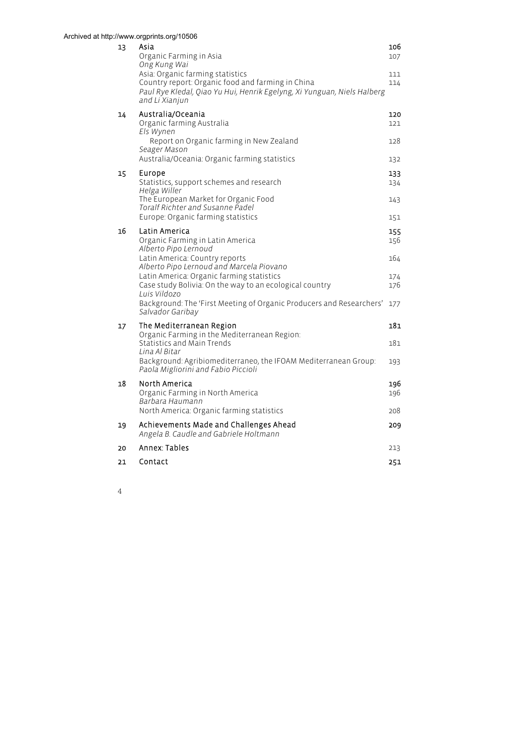| | | |
|---|---|---|
| 13 | **Asia** | **106** |
| | Organic Farming in Asia<br>*Ong Kung Wai* | 107 |
| | Asia: Organic farming statistics | 111 |
| | Country report: Organic food and farming in China<br>*Paul Rye Kledal, Qiao Yu Hui, Henrik Egelyng, Xi Yunguan, Niels Halberg and Li Xianjun* | 114 |
| 14 | **Australia/Oceania** | **120** |
| | Organic farming Australia<br>*Els Wynen* | 121 |
| | Report on Organic farming in New Zealand<br>*Seager Mason* | 128 |
| | Australia/Oceania: Organic farming statistics | 132 |
| 15 | **Europe** | **133** |
| | Statistics, support schemes and research<br>*Helga Willer* | 134 |
| | The European Market for Organic Food<br>*Toralf Richter and Susanne Padel* | 143 |
| | Europe: Organic farming statistics | 151 |
| 16 | **Latin America** | **155** |
| | Organic Farming in Latin America<br>*Alberto Pipo Lernoud* | 156 |
| | Latin America: Country reports<br>*Alberto Pipo Lernoud and Marcela Piovano* | 164 |
| | Latin America: Organic farming statistics | 174 |
| | Case study Bolivia: On the way to an ecological country<br>*Luis Vildozo* | 176 |
| | Background: The 'First Meeting of Organic Producers and Researchers'<br>*Salvador Garibay* | 177 |
| 17 | **The Mediterranean Region** | **181** |
| | Organic Farming in the Mediterranean Region: Statistics and Main Trends<br>*Lina Al Bitar* | 181 |
| | Background: Agribiomediterraneo, the IFOAM Mediterranean Group:<br>*Paola Migliorini and Fabio Piccioli* | 193 |
| 18 | **North America** | **196** |
| | Organic Farming in North America<br>*Barbara Haumann* | 196 |
| | North America: Organic farming statistics | 208 |
| 19 | **Achievements Made and Challenges Ahead**<br>*Angela B. Caudle and Gabriele Holtmann* | **209** |
| 20 | **Annex: Tables** | 213 |
| 21 | **Contact** | **251** |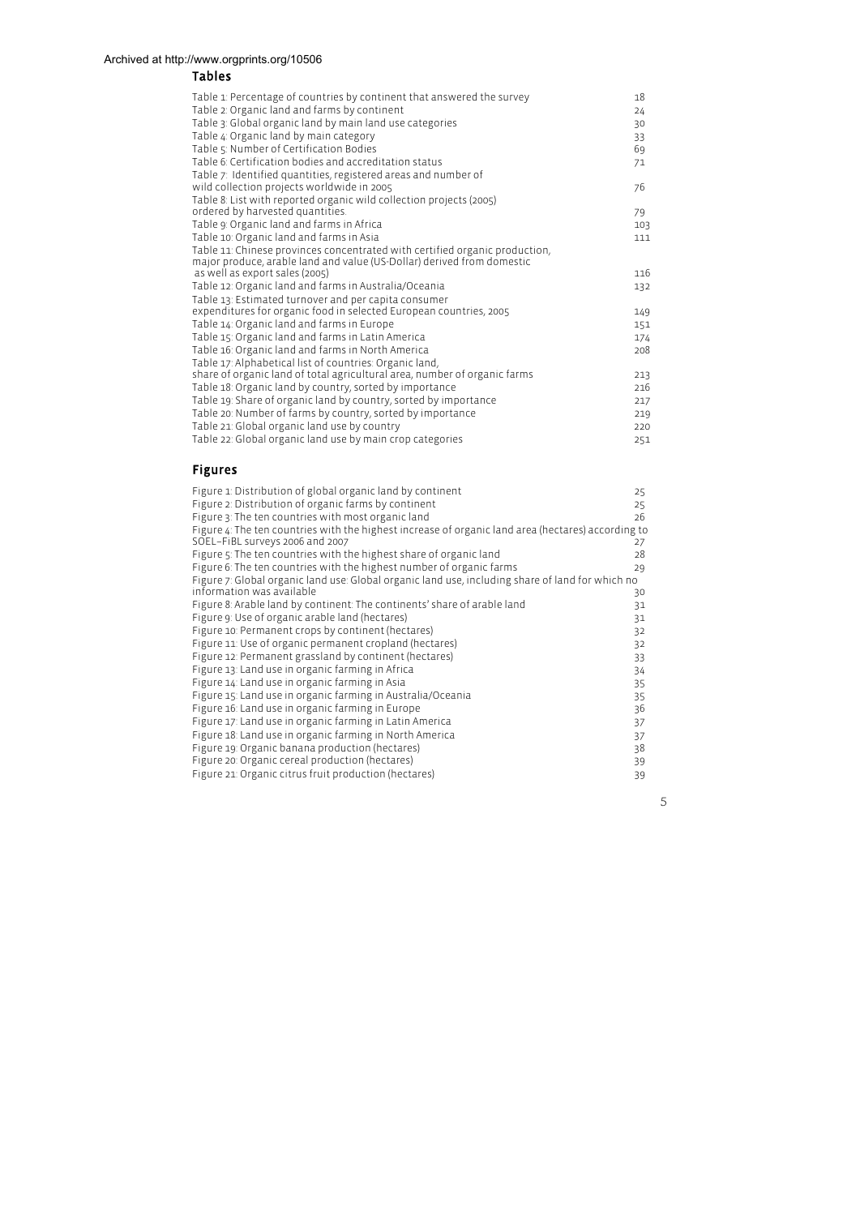## Tables

| | |
|---|---|
| Table 1: Percentage of countries by continent that answered the survey | 18 |
| Table 2: Organic land and farms by continent | 24 |
| Table 3: Global organic land by main land use categories | 30 |
| Table 4: Organic land by main category | 33 |
| Table 5: Number of Certification Bodies | 69 |
| Table 6: Certification bodies and accreditation status | 71 |
| Table 7: Identified quantities, registered areas and number of wild collection projects worldwide in 2005 | 76 |
| Table 8: List with reported organic wild collection projects (2005) ordered by harvested quantities. | 79 |
| Table 9: Organic land and farms in Africa | 103 |
| Table 10: Organic land and farms in Asia | 111 |
| Table 11: Chinese provinces concentrated with certified organic production, major produce, arable land and value (US-Dollar) derived from domestic as well as export sales (2005) | 116 |
| Table 12: Organic land and farms in Australia/Oceania | 132 |
| Table 13: Estimated turnover and per capita consumer expenditures for organic food in selected European countries, 2005 | 149 |
| Table 14: Organic land and farms in Europe | 151 |
| Table 15: Organic land and farms in Latin America | 174 |
| Table 16: Organic land and farms in North America | 208 |
| Table 17: Alphabetical list of countries: Organic land, share of organic land of total agricultural area, number of organic farms | 213 |
| Table 18: Organic land by country, sorted by importance | 216 |
| Table 19: Share of organic land by country, sorted by importance | 217 |
| Table 20: Number of farms by country, sorted by importance | 219 |
| Table 21: Global organic land use by country | 220 |
| Table 22: Global organic land use by main crop categories | 251 |

## Figures

| | |
|---|---|
| Figure 1: Distribution of global organic land by continent | 25 |
| Figure 2: Distribution of organic farms by continent | 25 |
| Figure 3: The ten countries with most organic land | 26 |
| Figure 4: The ten countries with the highest increase of organic land area (hectares) according to SOEL–FiBL surveys 2006 and 2007 | 27 |
| Figure 5: The ten countries with the highest share of organic land | 28 |
| Figure 6: The ten countries with the highest number of organic farms | 29 |
| Figure 7: Global organic land use: Global organic land use, including share of land for which no information was available | 30 |
| Figure 8: Arable land by continent: The continents' share of arable land | 31 |
| Figure 9: Use of organic arable land (hectares) | 31 |
| Figure 10: Permanent crops by continent (hectares) | 32 |
| Figure 11: Use of organic permanent cropland (hectares) | 32 |
| Figure 12: Permanent grassland by continent (hectares) | 33 |
| Figure 13: Land use in organic farming in Africa | 34 |
| Figure 14: Land use in organic farming in Asia | 35 |
| Figure 15: Land use in organic farming in Australia/Oceania | 35 |
| Figure 16: Land use in organic farming in Europe | 36 |
| Figure 17: Land use in organic farming in Latin America | 37 |
| Figure 18: Land use in organic farming in North America | 37 |
| Figure 19: Organic banana production (hectares) | 38 |
| Figure 20: Organic cereal production (hectares) | 39 |
| Figure 21: Organic citrus fruit production (hectares) | 39 |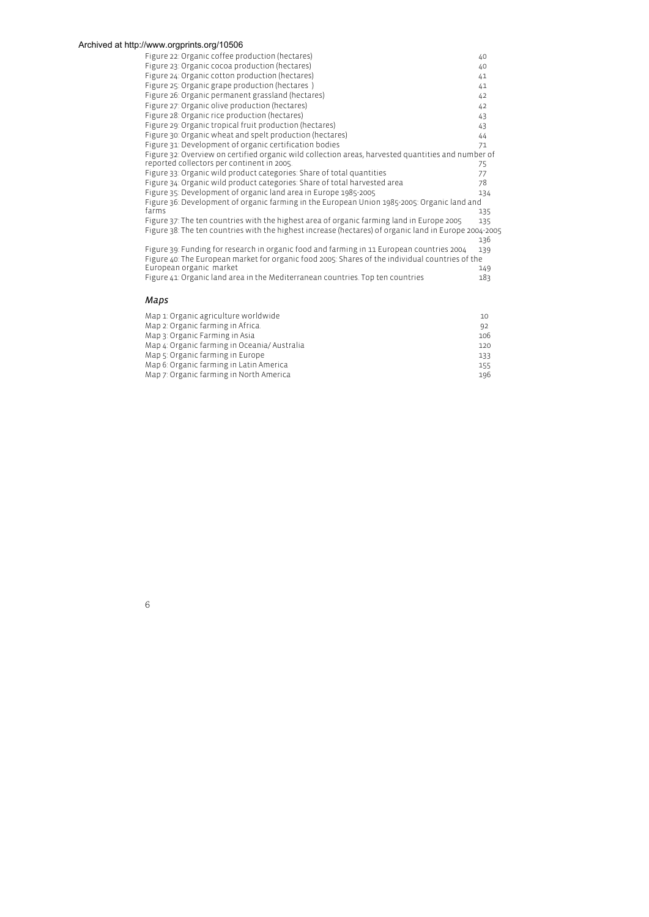Figure 22: Organic coffee production (hectares) 40
Figure 23: Organic cocoa production (hectares) 40
Figure 24: Organic cotton production (hectares) 41
Figure 25: Organic grape production (hectares ) 41
Figure 26: Organic permanent grassland (hectares) 42
Figure 27: Organic olive production (hectares) 42
Figure 28: Organic rice production (hectares) 43
Figure 29: Organic tropical fruit production (hectares) 43
Figure 30: Organic wheat and spelt production (hectares) 44
Figure 31: Development of organic certification bodies 71
Figure 32: Overview on certified organic wild collection areas, harvested quantities and number of reported collectors per continent in 2005. 75
Figure 33: Organic wild product categories: Share of total quantities 77
Figure 34: Organic wild product categories: Share of total harvested area 78
Figure 35: Development of organic land area in Europe 1985-2005 134
Figure 36: Development of organic farming in the European Union 1985-2005: Organic land and farms 135
Figure 37: The ten countries with the highest area of organic farming land in Europe 2005 135
Figure 38: The ten countries with the highest increase (hectares) of organic land in Europe 2004-2005 136
Figure 39: Funding for research in organic food and farming in 11 European countries 2004 139
Figure 40: The European market for organic food 2005: Shares of the individual countries of the European organic market 149
Figure 41: Organic land area in the Mediterranean countries. Top ten countries 183

### *Maps*

Map 1: Organic agriculture worldwide 10
Map 2: Organic farming in Africa. 92
Map 3: Organic Farming in Asia 106
Map 4: Organic farming in Oceania/ Australia 120
Map 5: Organic farming in Europe 133
Map 6: Organic farming in Latin America 155
Map 7: Organic farming in North America 196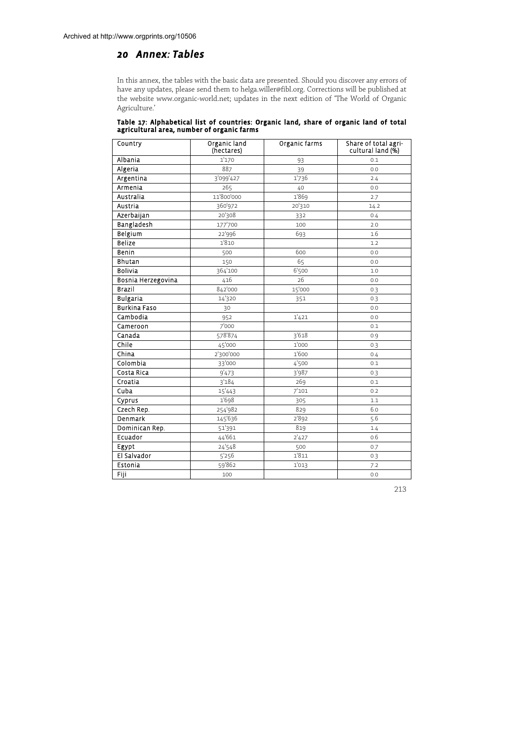Archived at http://www.orgprints.org/10506

# 20 Annex: Tables

In this annex, the tables with the basic data are presented. Should you discover any errors of have any updates, please send them to helga.willer@fibl.org. Corrections will be published at the website www.organic-world.net; updates in the next edition of 'The World of Organic Agriculture.'

**Table 17: Alphabetical list of countries: Organic land, share of organic land of total agricultural area, number of organic farms**

| Country | Organic land (hectares) | Organic farms | Share of total agri-cultural land (%) |
|---|---|---|---|
| Albania | 1'170 | 93 | 0.1 |
| Algeria | 887 | 39 | 0.0 |
| Argentina | 3'099'427 | 1'736 | 2.4 |
| Armenia | 265 | 40 | 0.0 |
| Australia | 11'800'000 | 1'869 | 2.7 |
| Austria | 360'972 | 20'310 | 14.2 |
| Azerbaijan | 20'308 | 332 | 0.4 |
| Bangladesh | 177'700 | 100 | 2.0 |
| Belgium | 22'996 | 693 | 1.6 |
| Belize | 1'810 | | 1.2 |
| Benin | 500 | 600 | 0.0 |
| Bhutan | 150 | 65 | 0.0 |
| Bolivia | 364'100 | 6'500 | 1.0 |
| Bosnia Herzegovina | 416 | 26 | 0.0 |
| Brazil | 842'000 | 15'000 | 0.3 |
| Bulgaria | 14'320 | 351 | 0.3 |
| Burkina Faso | 30 | | 0.0 |
| Cambodia | 952 | 1'421 | 0.0 |
| Cameroon | 7'000 | | 0.1 |
| Canada | 578'874 | 3'618 | 0.9 |
| Chile | 45'000 | 1'000 | 0.3 |
| China | 2'300'000 | 1'600 | 0.4 |
| Colombia | 33'000 | 4'500 | 0.1 |
| Costa Rica | 9'473 | 3'987 | 0.3 |
| Croatia | 3'184 | 269 | 0.1 |
| Cuba | 15'443 | 7'101 | 0.2 |
| Cyprus | 1'698 | 305 | 1.1 |
| Czech Rep. | 254'982 | 829 | 6.0 |
| Denmark | 145'636 | 2'892 | 5.6 |
| Dominican Rep. | 51'391 | 819 | 1.4 |
| Ecuador | 44'661 | 2'427 | 0.6 |
| Egypt | 24'548 | 500 | 0.7 |
| El Salvador | 5'256 | 1'811 | 0.3 |
| Estonia | 59'862 | 1'013 | 7.2 |
| Fiji | 100 | | 0.0 |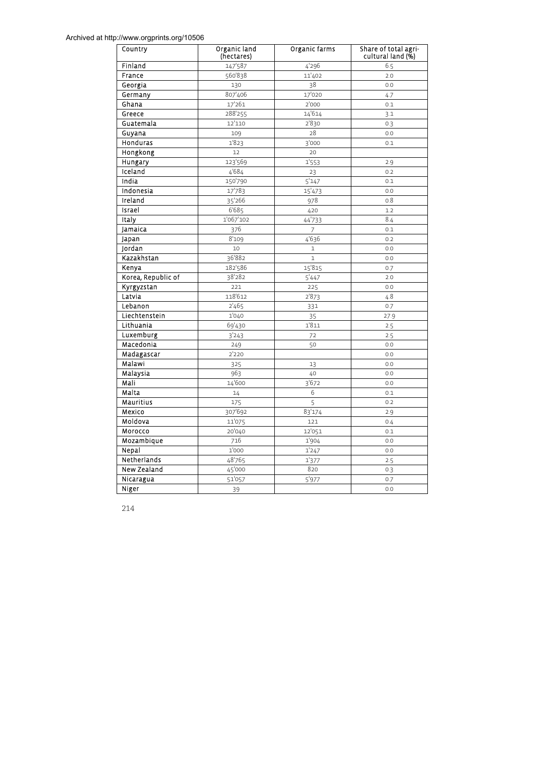| Country | Organic land (hectares) | Organic farms | Share of total agri-cultural land (%) |
|---|---|---|---|
| Finland | 147'587 | 4'296 | 6.5 |
| France | 560'838 | 11'402 | 2.0 |
| Georgia | 130 | 38 | 0.0 |
| Germany | 807'406 | 17'020 | 4.7 |
| Ghana | 17'261 | 2'000 | 0.1 |
| Greece | 288'255 | 14'614 | 3.1 |
| Guatemala | 12'110 | 2'830 | 0.3 |
| Guyana | 109 | 28 | 0.0 |
| Honduras | 1'823 | 3'000 | 0.1 |
| Hongkong | 12 | 20 | |
| Hungary | 123'569 | 1'553 | 2.9 |
| Iceland | 4'684 | 23 | 0.2 |
| India | 150'790 | 5'147 | 0.1 |
| Indonesia | 17'783 | 15'473 | 0.0 |
| Ireland | 35'266 | 978 | 0.8 |
| Israel | 6'685 | 420 | 1.2 |
| Italy | 1'067'102 | 44'733 | 8.4 |
| Jamaica | 376 | 7 | 0.1 |
| Japan | 8'109 | 4'636 | 0.2 |
| Jordan | 10 | 1 | 0.0 |
| Kazakhstan | 36'882 | 1 | 0.0 |
| Kenya | 182'586 | 15'815 | 0.7 |
| Korea, Republic of | 38'282 | 5'447 | 2.0 |
| Kyrgyzstan | 221 | 225 | 0.0 |
| Latvia | 118'612 | 2'873 | 4.8 |
| Lebanon | 2'465 | 331 | 0.7 |
| Liechtenstein | 1'040 | 35 | 27.9 |
| Lithuania | 69'430 | 1'811 | 2.5 |
| Luxemburg | 3'243 | 72 | 2.5 |
| Macedonia | 249 | 50 | 0.0 |
| Madagascar | 2'220 | | 0.0 |
| Malawi | 325 | 13 | 0.0 |
| Malaysia | 963 | 40 | 0.0 |
| Mali | 14'600 | 3'672 | 0.0 |
| Malta | 14 | 6 | 0.1 |
| Mauritius | 175 | 5 | 0.2 |
| Mexico | 307'692 | 83'174 | 2.9 |
| Moldova | 11'075 | 121 | 0.4 |
| Morocco | 20'040 | 12'051 | 0.1 |
| Mozambique | 716 | 1'904 | 0.0 |
| Nepal | 1'000 | 1'247 | 0.0 |
| Netherlands | 48'765 | 1'377 | 2.5 |
| New Zealand | 45'000 | 820 | 0.3 |
| Nicaragua | 51'057 | 5'977 | 0.7 |
| Niger | 39 | | 0.0 |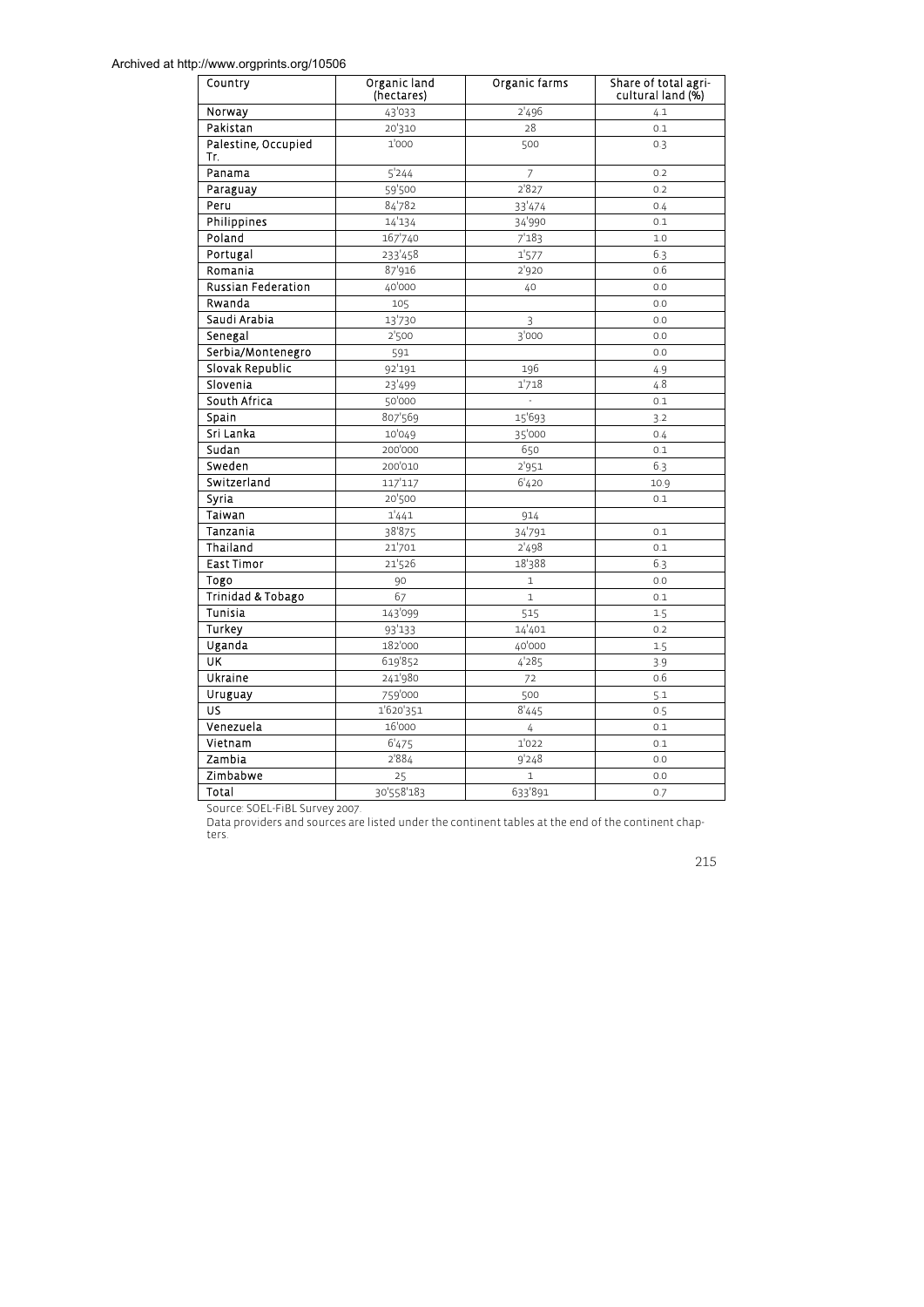| Country | Organic land (hectares) | Organic farms | Share of total agricultural land (%) |
|---|---|---|---|
| Norway | 43'033 | 2'496 | 4.1 |
| Pakistan | 20'310 | 28 | 0.1 |
| Palestine, Occupied Tr. | 1'000 | 500 | 0.3 |
| Panama | 5'244 | 7 | 0.2 |
| Paraguay | 59'500 | 2'827 | 0.2 |
| Peru | 84'782 | 33'474 | 0.4 |
| Philippines | 14'134 | 34'990 | 0.1 |
| Poland | 167'740 | 7'183 | 1.0 |
| Portugal | 233'458 | 1'577 | 6.3 |
| Romania | 87'916 | 2'920 | 0.6 |
| Russian Federation | 40'000 | 40 | 0.0 |
| Rwanda | 105 | | 0.0 |
| Saudi Arabia | 13'730 | 3 | 0.0 |
| Senegal | 2'500 | 3'000 | 0.0 |
| Serbia/Montenegro | 591 | | 0.0 |
| Slovak Republic | 92'191 | 196 | 4.9 |
| Slovenia | 23'499 | 1'718 | 4.8 |
| South Africa | 50'000 | - | 0.1 |
| Spain | 807'569 | 15'693 | 3.2 |
| Sri Lanka | 10'049 | 35'000 | 0.4 |
| Sudan | 200'000 | 650 | 0.1 |
| Sweden | 200'010 | 2'951 | 6.3 |
| Switzerland | 117'117 | 6'420 | 10.9 |
| Syria | 20'500 | | 0.1 |
| Taiwan | 1'441 | 914 | |
| Tanzania | 38'875 | 34'791 | 0.1 |
| Thailand | 21'701 | 2'498 | 0.1 |
| East Timor | 21'526 | 18'388 | 6.3 |
| Togo | 90 | 1 | 0.0 |
| Trinidad & Tobago | 67 | 1 | 0.1 |
| Tunisia | 143'099 | 515 | 1.5 |
| Turkey | 93'133 | 14'401 | 0.2 |
| Uganda | 182'000 | 40'000 | 1.5 |
| UK | 619'852 | 4'285 | 3.9 |
| Ukraine | 241'980 | 72 | 0.6 |
| Uruguay | 759'000 | 500 | 5.1 |
| US | 1'620'351 | 8'445 | 0.5 |
| Venezuela | 16'000 | 4 | 0.1 |
| Vietnam | 6'475 | 1'022 | 0.1 |
| Zambia | 2'884 | 9'248 | 0.0 |
| Zimbabwe | 25 | 1 | 0.0 |
| Total | 30'558'183 | 633'891 | 0.7 |

Source: SOEL-FiBL Survey 2007.

Data providers and sources are listed under the continent tables at the end of the continent chapters.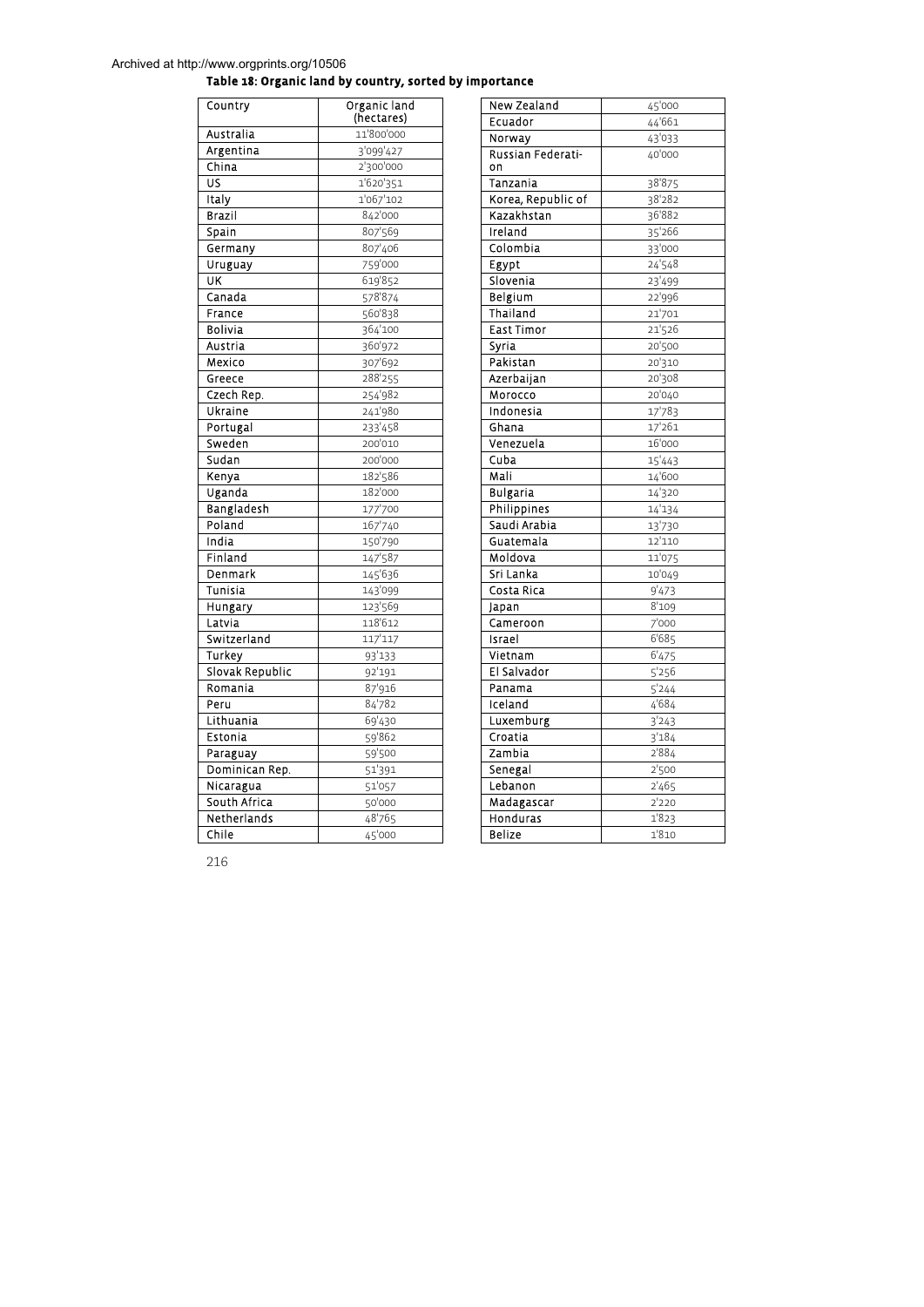Archived at http://www.orgprints.org/10506

**Table 18: Organic land by country, sorted by importance**

| Country | Organic land (hectares) |
|---|---|
| Australia | 11'800'000 |
| Argentina | 3'099'427 |
| China | 2'300'000 |
| US | 1'620'351 |
| Italy | 1'067'102 |
| Brazil | 842'000 |
| Spain | 807'569 |
| Germany | 807'406 |
| Uruguay | 759'000 |
| UK | 619'852 |
| Canada | 578'874 |
| France | 560'838 |
| Bolivia | 364'100 |
| Austria | 360'972 |
| Mexico | 307'692 |
| Greece | 288'255 |
| Czech Rep. | 254'982 |
| Ukraine | 241'980 |
| Portugal | 233'458 |
| Sweden | 200'010 |
| Sudan | 200'000 |
| Kenya | 182'586 |
| Uganda | 182'000 |
| Bangladesh | 177'700 |
| Poland | 167'740 |
| India | 150'790 |
| Finland | 147'587 |
| Denmark | 145'636 |
| Tunisia | 143'099 |
| Hungary | 123'569 |
| Latvia | 118'612 |
| Switzerland | 117'117 |
| Turkey | 93'133 |
| Slovak Republic | 92'191 |
| Romania | 87'916 |
| Peru | 84'782 |
| Lithuania | 69'430 |
| Estonia | 59'862 |
| Paraguay | 59'500 |
| Dominican Rep. | 51'391 |
| Nicaragua | 51'057 |
| South Africa | 50'000 |
| Netherlands | 48'765 |
| Chile | 45'000 |
| New Zealand | 45'000 |
| Ecuador | 44'661 |
| Norway | 43'033 |
| Russian Federation | 40'000 |
| Tanzania | 38'875 |
| Korea, Republic of | 38'282 |
| Kazakhstan | 36'882 |
| Ireland | 35'266 |
| Colombia | 33'000 |
| Egypt | 24'548 |
| Slovenia | 23'499 |
| Belgium | 22'996 |
| Thailand | 21'701 |
| East Timor | 21'526 |
| Syria | 20'500 |
| Pakistan | 20'310 |
| Azerbaijan | 20'308 |
| Morocco | 20'040 |
| Indonesia | 17'783 |
| Ghana | 17'261 |
| Venezuela | 16'000 |
| Cuba | 15'443 |
| Mali | 14'600 |
| Bulgaria | 14'320 |
| Philippines | 14'134 |
| Saudi Arabia | 13'730 |
| Guatemala | 12'110 |
| Moldova | 11'075 |
| Sri Lanka | 10'049 |
| Costa Rica | 9'473 |
| Japan | 8'109 |
| Cameroon | 7'000 |
| Israel | 6'685 |
| Vietnam | 6'475 |
| El Salvador | 5'256 |
| Panama | 5'244 |
| Iceland | 4'684 |
| Luxemburg | 3'243 |
| Croatia | 3'184 |
| Zambia | 2'884 |
| Senegal | 2'500 |
| Lebanon | 2'465 |
| Madagascar | 2'220 |
| Honduras | 1'823 |
| Belize | 1'810 |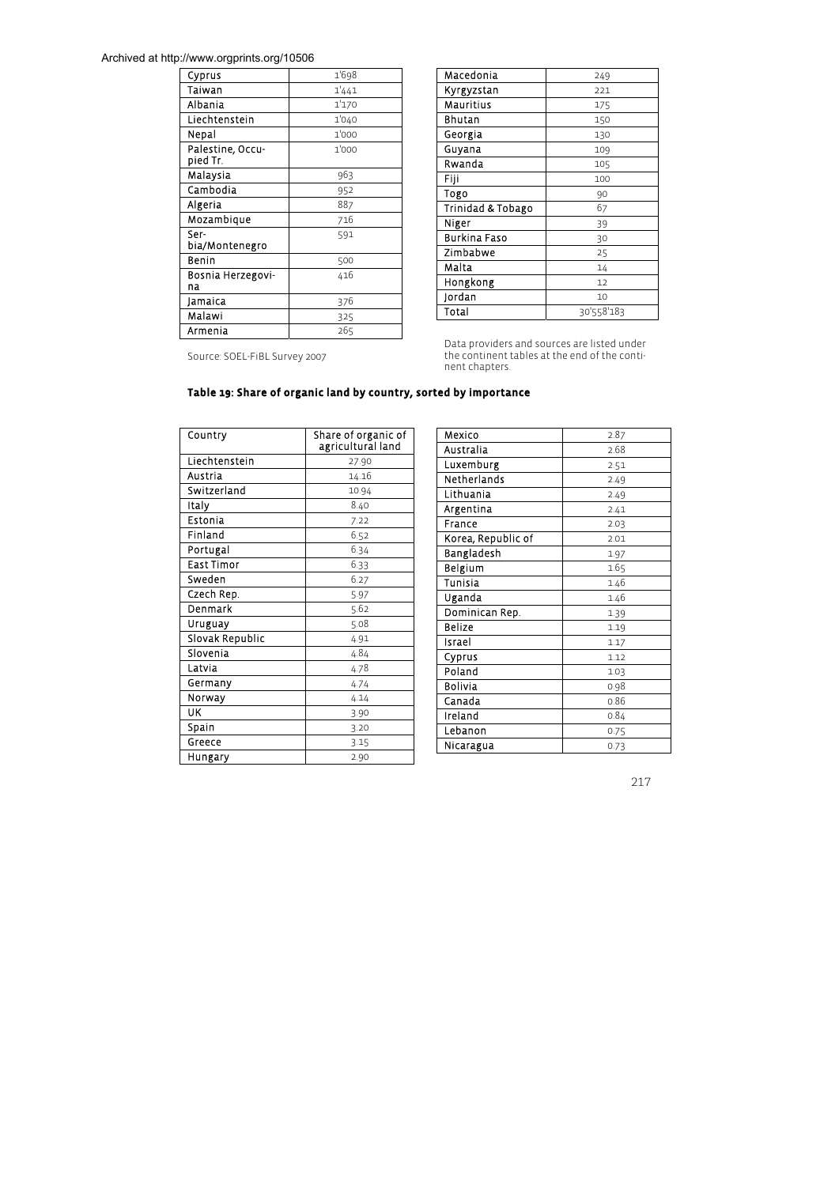| Cyprus | 1'698 |
|---|---|
| Taiwan | 1'441 |
| Albania | 1'170 |
| Liechtenstein | 1'040 |
| Nepal | 1'000 |
| Palestine, Occupied Tr. | 1'000 |
| Malaysia | 963 |
| Cambodia | 952 |
| Algeria | 887 |
| Mozambique | 716 |
| Serbia/Montenegro | 591 |
| Benin | 500 |
| Bosnia Herzegovina | 416 |
| Jamaica | 376 |
| Malawi | 325 |
| Armenia | 265 |
| Macedonia | 249 |
| Kyrgyzstan | 221 |
| Mauritius | 175 |
| Bhutan | 150 |
| Georgia | 130 |
| Guyana | 109 |
| Rwanda | 105 |
| Fiji | 100 |
| Togo | 90 |
| Trinidad & Tobago | 67 |
| Niger | 39 |
| Burkina Faso | 30 |
| Zimbabwe | 25 |
| Malta | 14 |
| Hongkong | 12 |
| Jordan | 10 |
| Total | 30'558'183 |

Source: SOEL-FiBL Survey 2007

Data providers and sources are listed under the continent tables at the end of the continent chapters.

**Table 19: Share of organic land by country, sorted by importance**

| Country | Share of organic of agricultural land |
|---|---|
| Liechtenstein | 27.90 |
| Austria | 14.16 |
| Switzerland | 10.94 |
| Italy | 8.40 |
| Estonia | 7.22 |
| Finland | 6.52 |
| Portugal | 6.34 |
| East Timor | 6.33 |
| Sweden | 6.27 |
| Czech Rep. | 5.97 |
| Denmark | 5.62 |
| Uruguay | 5.08 |
| Slovak Republic | 4.91 |
| Slovenia | 4.84 |
| Latvia | 4.78 |
| Germany | 4.74 |
| Norway | 4.14 |
| UK | 3.90 |
| Spain | 3.20 |
| Greece | 3.15 |
| Hungary | 2.90 |
| Mexico | 2.87 |
| Australia | 2.68 |
| Luxemburg | 2.51 |
| Netherlands | 2.49 |
| Lithuania | 2.49 |
| Argentina | 2.41 |
| France | 2.03 |
| Korea, Republic of | 2.01 |
| Bangladesh | 1.97 |
| Belgium | 1.65 |
| Tunisia | 1.46 |
| Uganda | 1.46 |
| Dominican Rep. | 1.39 |
| Belize | 1.19 |
| Israel | 1.17 |
| Cyprus | 1.12 |
| Poland | 1.03 |
| Bolivia | 0.98 |
| Canada | 0.86 |
| Ireland | 0.84 |
| Lebanon | 0.75 |
| Nicaragua | 0.73 |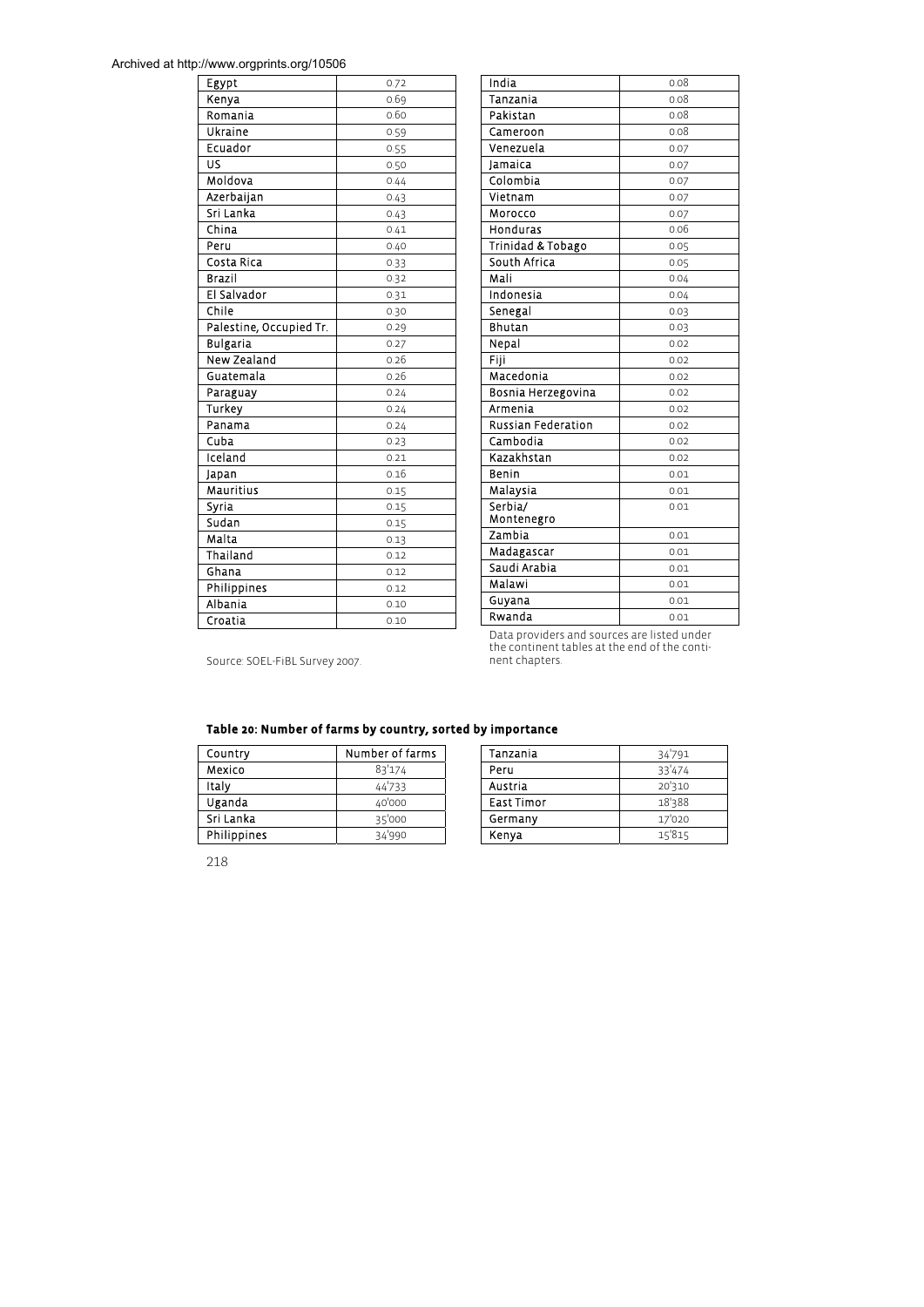Archived at http://www.orgprints.org/10506

| Egypt | 0.72 |
|---|---|
| Kenya | 0.69 |
| Romania | 0.60 |
| Ukraine | 0.59 |
| Ecuador | 0.55 |
| US | 0.50 |
| Moldova | 0.44 |
| Azerbaijan | 0.43 |
| Sri Lanka | 0.43 |
| China | 0.41 |
| Peru | 0.40 |
| Costa Rica | 0.33 |
| Brazil | 0.32 |
| El Salvador | 0.31 |
| Chile | 0.30 |
| Palestine, Occupied Tr. | 0.29 |
| Bulgaria | 0.27 |
| New Zealand | 0.26 |
| Guatemala | 0.26 |
| Paraguay | 0.24 |
| Turkey | 0.24 |
| Panama | 0.24 |
| Cuba | 0.23 |
| Iceland | 0.21 |
| Japan | 0.16 |
| Mauritius | 0.15 |
| Syria | 0.15 |
| Sudan | 0.15 |
| Malta | 0.13 |
| Thailand | 0.12 |
| Ghana | 0.12 |
| Philippines | 0.12 |
| Albania | 0.10 |
| Croatia | 0.10 |
| India | 0.08 |
| Tanzania | 0.08 |
| Pakistan | 0.08 |
| Cameroon | 0.08 |
| Venezuela | 0.07 |
| Jamaica | 0.07 |
| Colombia | 0.07 |
| Vietnam | 0.07 |
| Morocco | 0.07 |
| Honduras | 0.06 |
| Trinidad & Tobago | 0.05 |
| South Africa | 0.05 |
| Mali | 0.04 |
| Indonesia | 0.04 |
| Senegal | 0.03 |
| Bhutan | 0.03 |
| Nepal | 0.02 |
| Fiji | 0.02 |
| Macedonia | 0.02 |
| Bosnia Herzegovina | 0.02 |
| Armenia | 0.02 |
| Russian Federation | 0.02 |
| Cambodia | 0.02 |
| Kazakhstan | 0.02 |
| Benin | 0.01 |
| Malaysia | 0.01 |
| Serbia/ Montenegro | 0.01 |
| Zambia | 0.01 |
| Madagascar | 0.01 |
| Saudi Arabia | 0.01 |
| Malawi | 0.01 |
| Guyana | 0.01 |
| Rwanda | 0.01 |

Source: SOEL-FiBL Survey 2007.

Data providers and sources are listed under the continent tables at the end of the continent chapters.

**Table 20: Number of farms by country, sorted by importance**

| Country | Number of farms |
|---|---|
| Mexico | 83'174 |
| Italy | 44'733 |
| Uganda | 40'000 |
| Sri Lanka | 35'000 |
| Philippines | 34'990 |
| Tanzania | 34'791 |
| Peru | 33'474 |
| Austria | 20'310 |
| East Timor | 18'388 |
| Germany | 17'020 |
| Kenya | 15'815 |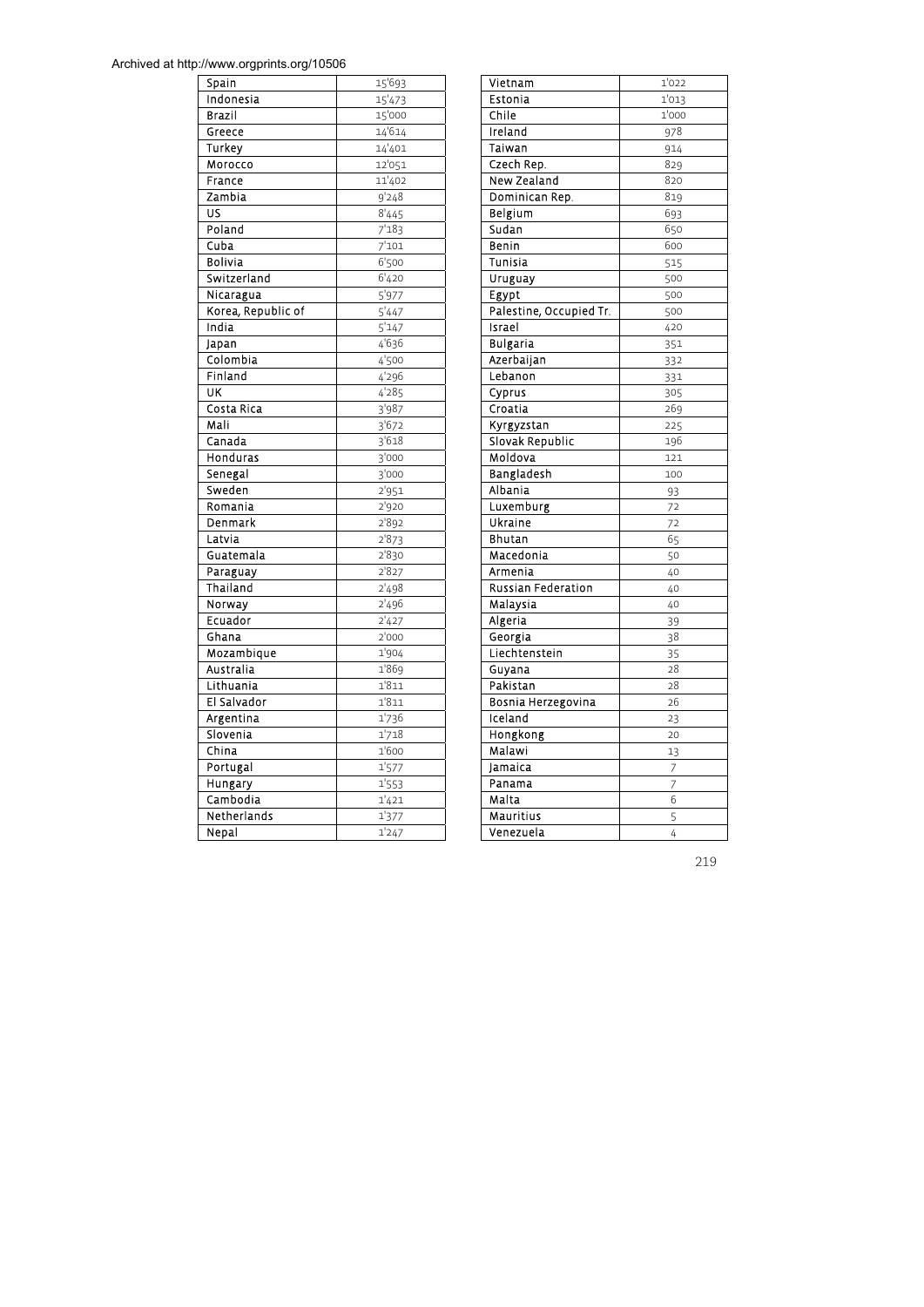| Spain | 15'693 |
|---|---|
| Indonesia | 15'473 |
| Brazil | 15'000 |
| Greece | 14'614 |
| Turkey | 14'401 |
| Morocco | 12'051 |
| France | 11'402 |
| Zambia | 9'248 |
| US | 8'445 |
| Poland | 7'183 |
| Cuba | 7'101 |
| Bolivia | 6'500 |
| Switzerland | 6'420 |
| Nicaragua | 5'977 |
| Korea, Republic of | 5'447 |
| India | 5'147 |
| Japan | 4'636 |
| Colombia | 4'500 |
| Finland | 4'296 |
| UK | 4'285 |
| Costa Rica | 3'987 |
| Mali | 3'672 |
| Canada | 3'618 |
| Honduras | 3'000 |
| Senegal | 3'000 |
| Sweden | 2'951 |
| Romania | 2'920 |
| Denmark | 2'892 |
| Latvia | 2'873 |
| Guatemala | 2'830 |
| Paraguay | 2'827 |
| Thailand | 2'498 |
| Norway | 2'496 |
| Ecuador | 2'427 |
| Ghana | 2'000 |
| Mozambique | 1'904 |
| Australia | 1'869 |
| Lithuania | 1'811 |
| El Salvador | 1'811 |
| Argentina | 1'736 |
| Slovenia | 1'718 |
| China | 1'600 |
| Portugal | 1'577 |
| Hungary | 1'553 |
| Cambodia | 1'421 |
| Netherlands | 1'377 |
| Nepal | 1'247 |
| Vietnam | 1'022 |
| Estonia | 1'013 |
| Chile | 1'000 |
| Ireland | 978 |
| Taiwan | 914 |
| Czech Rep. | 829 |
| New Zealand | 820 |
| Dominican Rep. | 819 |
| Belgium | 693 |
| Sudan | 650 |
| Benin | 600 |
| Tunisia | 515 |
| Uruguay | 500 |
| Egypt | 500 |
| Palestine, Occupied Tr. | 500 |
| Israel | 420 |
| Bulgaria | 351 |
| Azerbaijan | 332 |
| Lebanon | 331 |
| Cyprus | 305 |
| Croatia | 269 |
| Kyrgyzstan | 225 |
| Slovak Republic | 196 |
| Moldova | 121 |
| Bangladesh | 100 |
| Albania | 93 |
| Luxemburg | 72 |
| Ukraine | 72 |
| Bhutan | 65 |
| Macedonia | 50 |
| Armenia | 40 |
| Russian Federation | 40 |
| Malaysia | 40 |
| Algeria | 39 |
| Georgia | 38 |
| Liechtenstein | 35 |
| Guyana | 28 |
| Pakistan | 28 |
| Bosnia Herzegovina | 26 |
| Iceland | 23 |
| Hongkong | 20 |
| Malawi | 13 |
| Jamaica | 7 |
| Panama | 7 |
| Malta | 6 |
| Mauritius | 5 |
| Venezuela | 4 |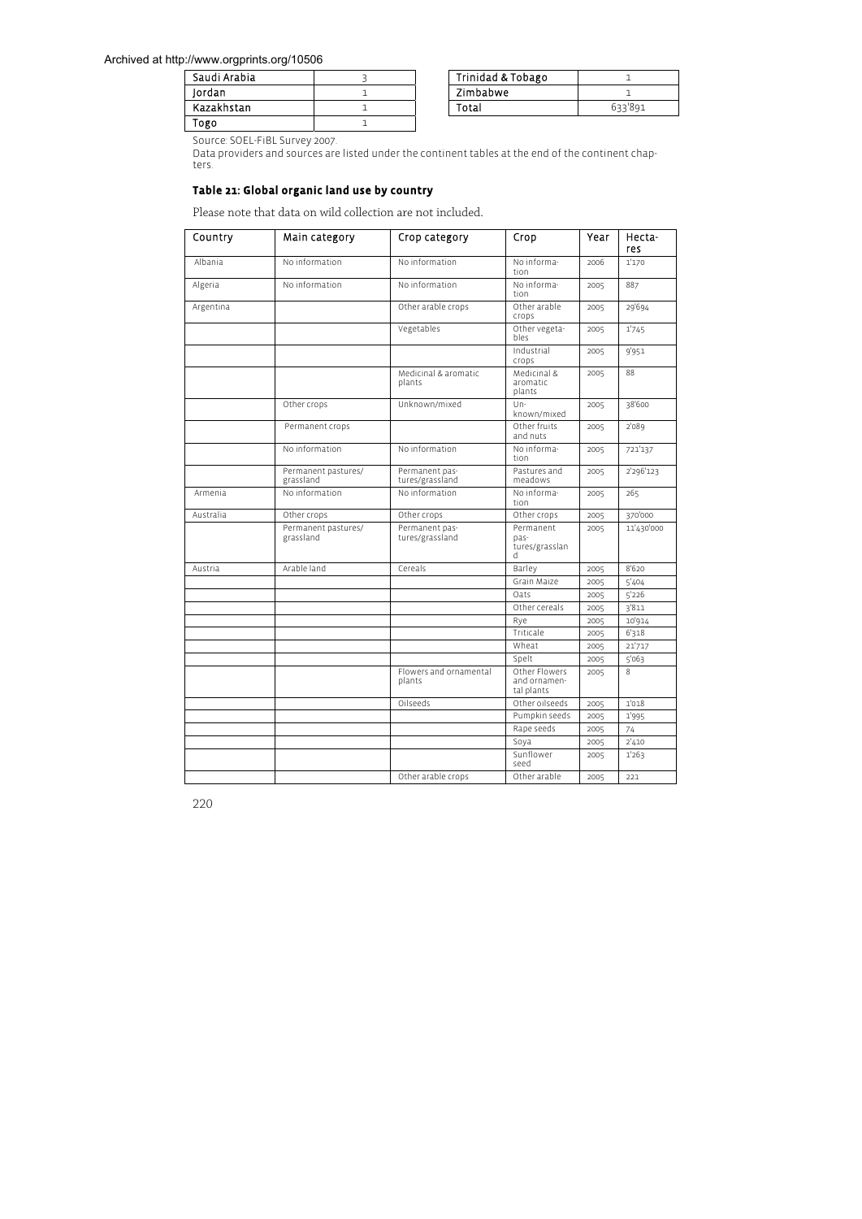Archived at http://www.orgprints.org/10506

| | |
|---|---|
| Saudi Arabia | 3 |
| Jordan | 1 |
| Kazakhstan | 1 |
| Togo | 1 |

| | |
|---|---|
| Trinidad & Tobago | 1 |
| Zimbabwe | 1 |
| Total | 633'891 |

Source: SOEL-FiBL Survey 2007.
Data providers and sources are listed under the continent tables at the end of the continent chapters.

### Table 21: Global organic land use by country

Please note that data on wild collection are not included.

| Country | Main category | Crop category | Crop | Year | Hectares |
|---|---|---|---|---|---|
| Albania | No information | No information | No information | 2006 | 1'170 |
| Algeria | No information | No information | No information | 2005 | 887 |
| Argentina | | Other arable crops | Other arable crops | 2005 | 29'694 |
| | | Vegetables | Other vegetables | 2005 | 1'745 |
| | | | Industrial crops | 2005 | 9'951 |
| | | Medicinal & aromatic plants | Medicinal & aromatic plants | 2005 | 88 |
| | Other crops | Unknown/mixed | Unknown/mixed | 2005 | 38'600 |
| | Permanent crops | | Other fruits and nuts | 2005 | 2'089 |
| | No information | No information | No information | 2005 | 721'137 |
| | Permanent pastures/ grassland | Permanent pastures/grassland | Pastures and meadows | 2005 | 2'296'123 |
| Armenia | No information | No information | No information | 2005 | 265 |
| Australia | Other crops | Other crops | Other crops | 2005 | 370'000 |
| | Permanent pastures/ grassland | Permanent pastures/grassland | Permanent pastures/grassland | 2005 | 11'430'000 |
| Austria | Arable land | Cereals | Barley | 2005 | 8'620 |
| | | | Grain Maize | 2005 | 5'404 |
| | | | Oats | 2005 | 5'226 |
| | | | Other cereals | 2005 | 3'811 |
| | | | Rye | 2005 | 10'914 |
| | | | Triticale | 2005 | 6'318 |
| | | | Wheat | 2005 | 21'717 |
| | | | Spelt | 2005 | 5'063 |
| | | Flowers and ornamental plants | Other Flowers and ornamental plants | 2005 | 8 |
| | | Oilseeds | Other oilseeds | 2005 | 1'018 |
| | | | Pumpkin seeds | 2005 | 1'995 |
| | | | Rape seeds | 2005 | 74 |
| | | | Soya | 2005 | 2'410 |
| | | | Sunflower seed | 2005 | 1'263 |
| | | Other arable crops | Other arable | 2005 | 221 |